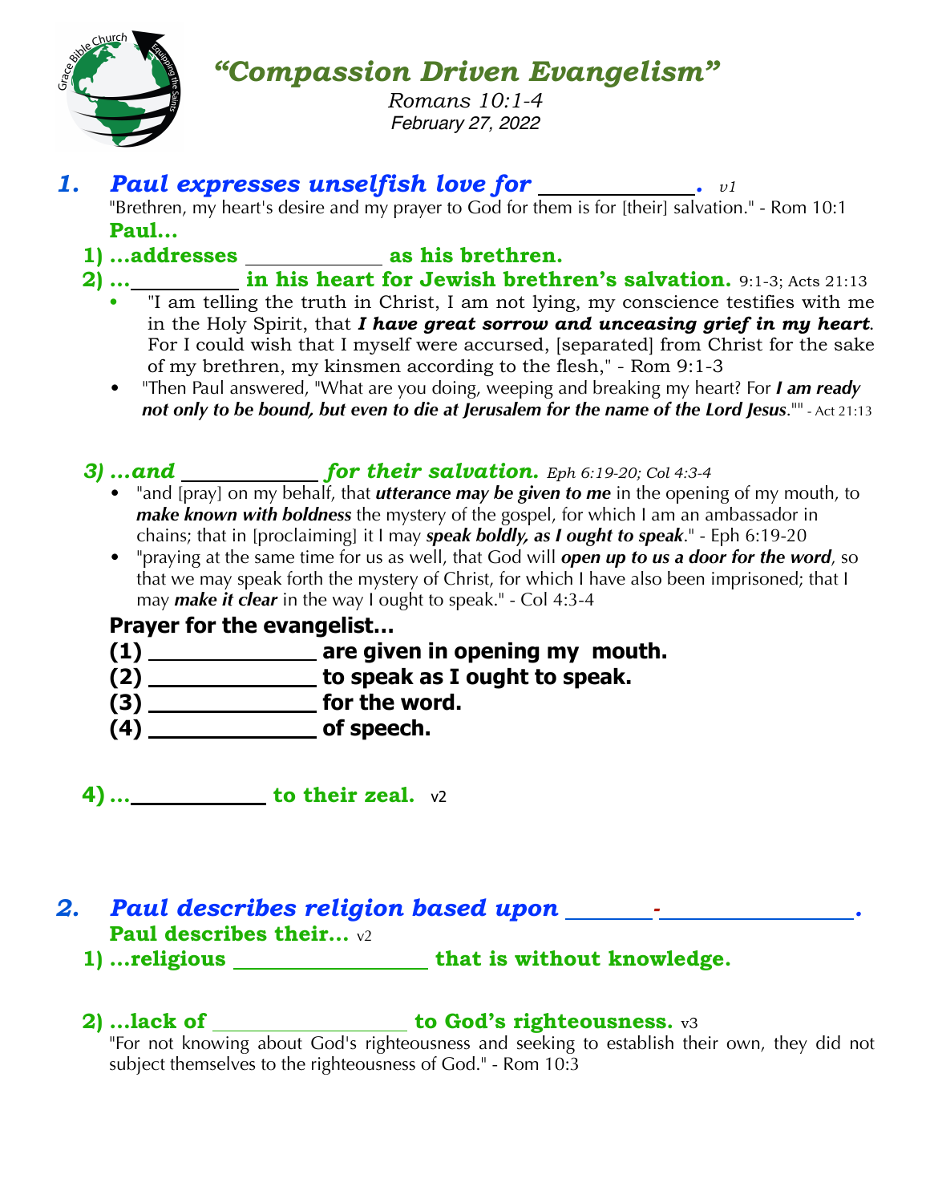# *"Compassion Driven Evangelism"*

*Romans 10:1-4*
*February 27, 2022*

## *1. Paul expresses unselfish love for ____________. v1*

"Brethren, my heart's desire and my prayer to God for them is for [their] salvation." - Rom 10:1

**Paul...**

**1) ...addresses ____________ as his brethren.**

**2) ...__________ in his heart for Jewish brethren's salvation.** 9:1-3; Acts 21:13

- "I am telling the truth in Christ, I am not lying, my conscience testifies with me in the Holy Spirit, that ***I have great sorrow and unceasing grief in my heart***. For I could wish that I myself were accursed, [separated] from Christ for the sake of my brethren, my kinsmen according to the flesh," - Rom 9:1-3
- "Then Paul answered, "What are you doing, weeping and breaking my heart? For ***I am ready not only to be bound, but even to die at Jerusalem for the name of the Lord Jesus***."" - Act 21:13

***3) ...and ____________ for their salvation.*** *Eph 6:19-20; Col 4:3-4*

- "and [pray] on my behalf, that ***utterance may be given to me*** in the opening of my mouth, to ***make known with boldness*** the mystery of the gospel, for which I am an ambassador in chains; that in [proclaiming] it I may ***speak boldly, as I ought to speak***." - Eph 6:19-20
- "praying at the same time for us as well, that God will ***open up to us a door for the word***, so that we may speak forth the mystery of Christ, for which I have also been imprisoned; that I may ***make it clear*** in the way I ought to speak." - Col 4:3-4

**Prayer for the evangelist...**

**(1) ______________ are given in opening my mouth.**
**(2) ______________ to speak as I ought to speak.**
**(3) ______________ for the word.**
**(4) ______________ of speech.**

**4) ...____________ to their zeal.** v2

## *2. Paul describes religion based upon _______-_______________.*

**Paul describes their...** v2

**1) ...religious ________________ that is without knowledge.**

**2) ...lack of ________________ to God's righteousness.** v3

"For not knowing about God's righteousness and seeking to establish their own, they did not subject themselves to the righteousness of God." - Rom 10:3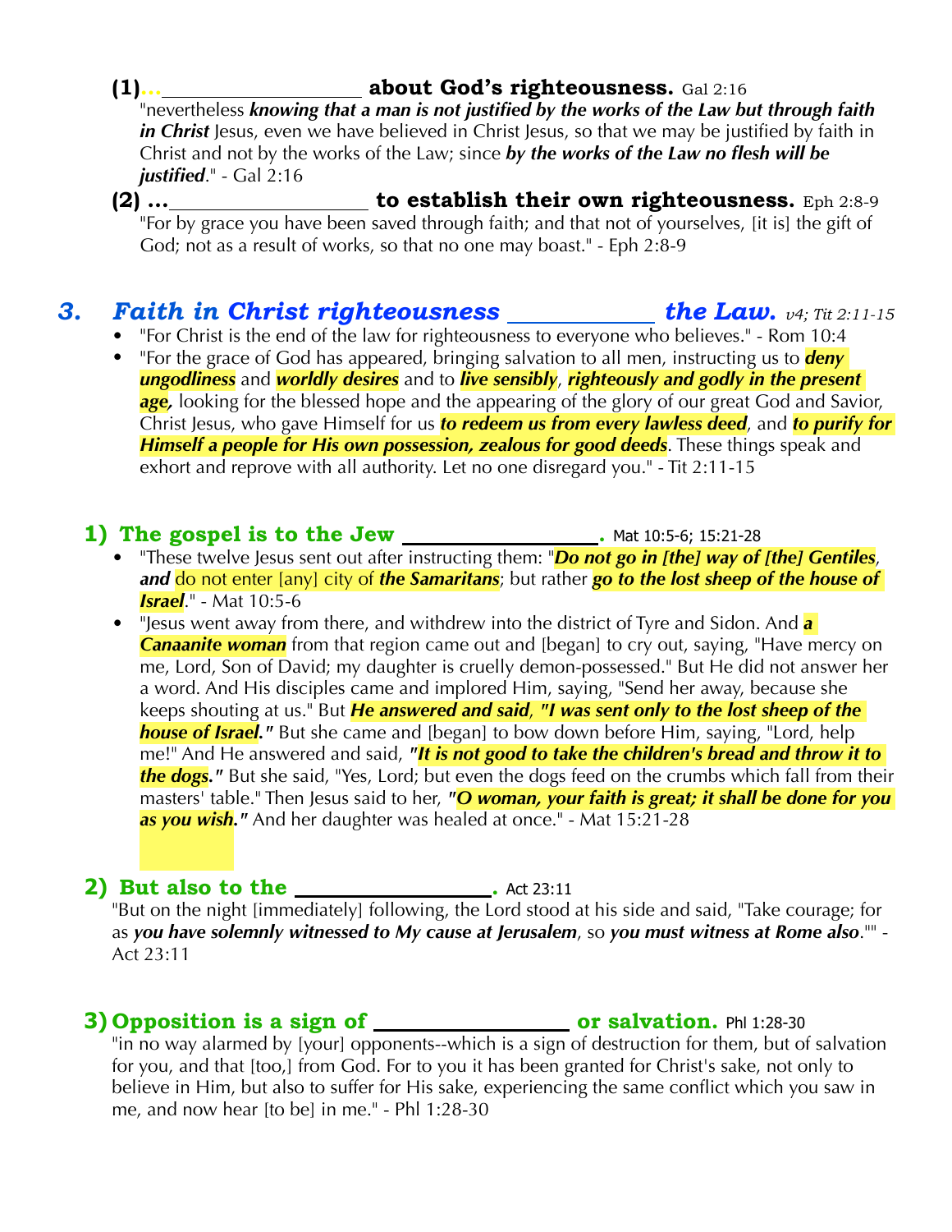**(1)…__________________ about God's righteousness.** Gal 2:16

"nevertheless ***knowing that a man is not justified by the works of the Law but through faith in Christ*** Jesus, even we have believed in Christ Jesus, so that we may be justified by faith in Christ and not by the works of the Law; since ***by the works of the Law no flesh will be justified***." - Gal 2:16

**(2) …__________________ to establish their own righteousness.** Eph 2:8-9

"For by grace you have been saved through faith; and that not of yourselves, [it is] the gift of God; not as a result of works, so that no one may boast." - Eph 2:8-9

## ***3. Faith in Christ righteousness ____________ the Law.*** *v4; Tit 2:11-15*

- "For Christ is the end of the law for righteousness to everyone who believes." - Rom 10:4
- "For the grace of God has appeared, bringing salvation to all men, instructing us to ***deny ungodliness*** and ***worldly desires*** and to ***live sensibly***, ***righteously and godly in the present age,*** looking for the blessed hope and the appearing of the glory of our great God and Savior, Christ Jesus, who gave Himself for us ***to redeem us from every lawless deed***, and ***to purify for Himself a people for His own possession, zealous for good deeds***. These things speak and exhort and reprove with all authority. Let no one disregard you." - Tit 2:11-15

### **1) The gospel is to the Jew __________________.** Mat 10:5-6; 15:21-28

- "These twelve Jesus sent out after instructing them: "***Do not go in [the] way of [the] Gentiles***, ***and*** do not enter [any] city of ***the Samaritans***; but rather ***go to the lost sheep of the house of Israel***." - Mat 10:5-6
- "Jesus went away from there, and withdrew into the district of Tyre and Sidon. And ***a Canaanite woman*** from that region came out and [began] to cry out, saying, "Have mercy on me, Lord, Son of David; my daughter is cruelly demon-possessed." But He did not answer her a word. And His disciples came and implored Him, saying, "Send her away, because she keeps shouting at us." But ***He answered and said, "I was sent only to the lost sheep of the house of Israel."*** But she came and [began] to bow down before Him, saying, "Lord, help me!" And He answered and said, ***"It is not good to take the children's bread and throw it to the dogs."*** But she said, "Yes, Lord; but even the dogs feed on the crumbs which fall from their masters' table." Then Jesus said to her, ***"O woman, your faith is great; it shall be done for you as you wish."*** And her daughter was healed at once." - Mat 15:21-28

### **2) But also to the __________________.** Act 23:11

"But on the night [immediately] following, the Lord stood at his side and said, "Take courage; for as ***you have solemnly witnessed to My cause at Jerusalem***, so ***you must witness at Rome also***."" - Act 23:11

### **3) Opposition is a sign of __________________ or salvation.** Phl 1:28-30

"in no way alarmed by [your] opponents--which is a sign of destruction for them, but of salvation for you, and that [too,] from God. For to you it has been granted for Christ's sake, not only to believe in Him, but also to suffer for His sake, experiencing the same conflict which you saw in me, and now hear [to be] in me." - Phl 1:28-30